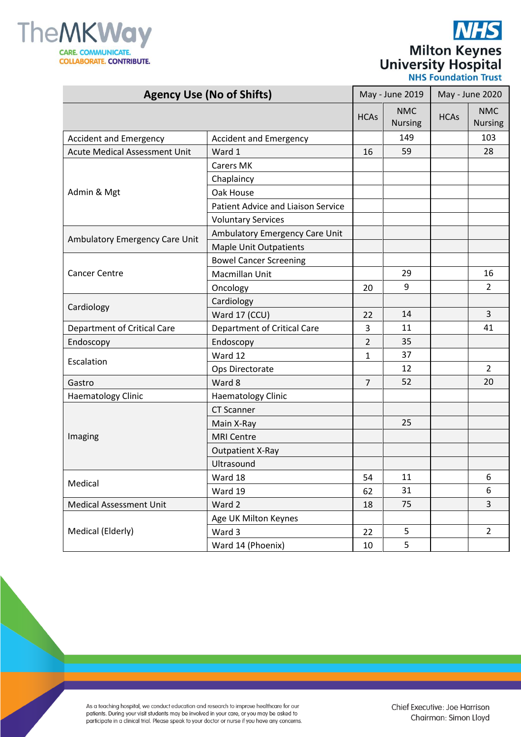| Agency Use (No of Shifts) | | May - June 2019 | | May - June 2020 | |
|---|---|---|---|---|---|
| | | HCAs | NMC Nursing | HCAs | NMC Nursing |
| Accident and Emergency | Accident and Emergency | | 149 | | 103 |
| Acute Medical Assessment Unit | Ward 1 | 16 | 59 | | 28 |
| Admin & Mgt | Carers MK | | | | |
| | Chaplaincy | | | | |
| | Oak House | | | | |
| | Patient Advice and Liaison Service | | | | |
| | Voluntary Services | | | | |
| Ambulatory Emergency Care Unit | Ambulatory Emergency Care Unit | | | | |
| | Maple Unit Outpatients | | | | |
| Cancer Centre | Bowel Cancer Screening | | | | |
| | Macmillan Unit | | 29 | | 16 |
| | Oncology | 20 | 9 | | 2 |
| Cardiology | Cardiology | | | | |
| | Ward 17 (CCU) | 22 | 14 | | 3 |
| Department of Critical Care | Department of Critical Care | 3 | 11 | | 41 |
| Endoscopy | Endoscopy | 2 | 35 | | |
| Escalation | Ward 12 | 1 | 37 | | |
| | Ops Directorate | | 12 | | 2 |
| Gastro | Ward 8 | 7 | 52 | | 20 |
| Haematology Clinic | Haematology Clinic | | | | |
| Imaging | CT Scanner | | | | |
| | Main X-Ray | | 25 | | |
| | MRI Centre | | | | |
| | Outpatient X-Ray | | | | |
| | Ultrasound | | | | |
| Medical | Ward 18 | 54 | 11 | | 6 |
| | Ward 19 | 62 | 31 | | 6 |
| Medical Assessment Unit | Ward 2 | 18 | 75 | | 3 |
| Medical (Elderly) | Age UK Milton Keynes | | | | |
| | Ward 3 | 22 | 5 | | 2 |
| | Ward 14 (Phoenix) | 10 | 5 | | |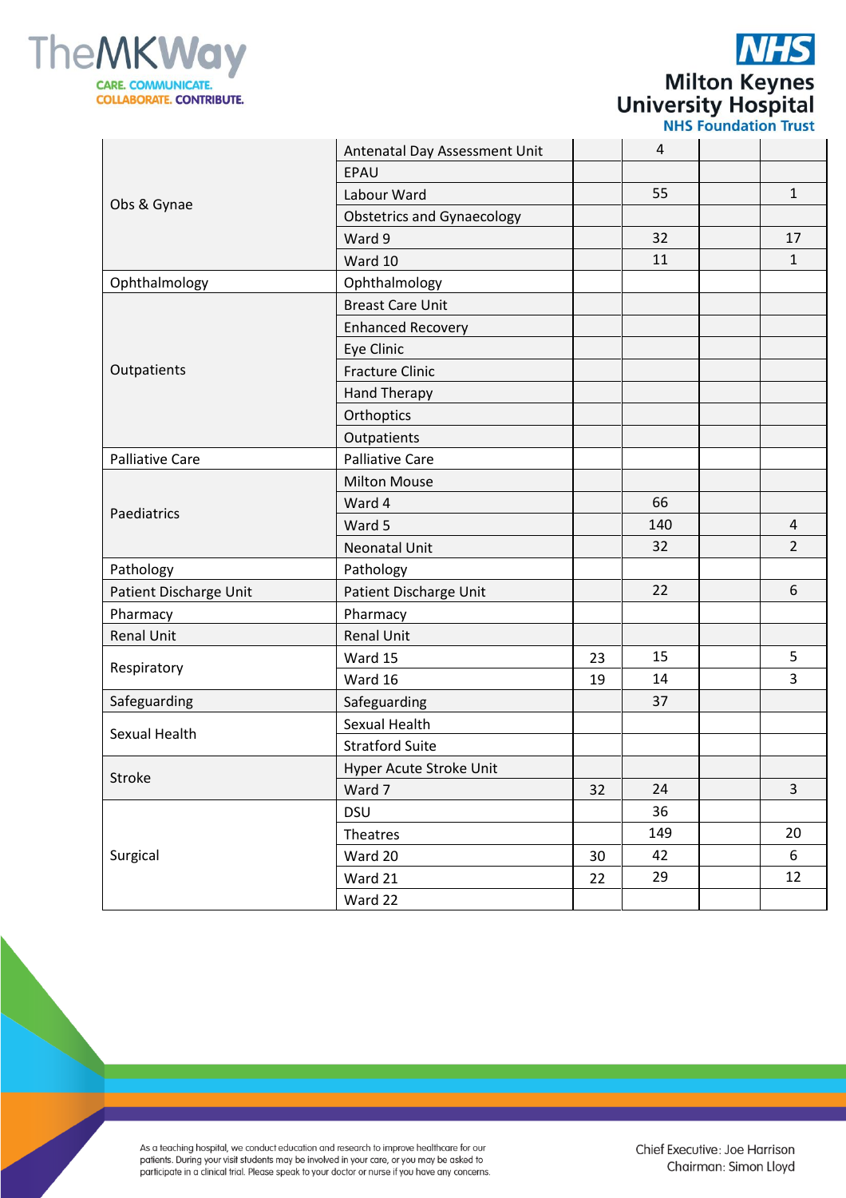| | | | | | |
|---|---|---|---|---|---|
| Obs & Gynae | Antenatal Day Assessment Unit | | 4 | | |
| | EPAU | | | | |
| | Labour Ward | | 55 | | 1 |
| | Obstetrics and Gynaecology | | | | |
| | Ward 9 | | 32 | | 17 |
| | Ward 10 | | 11 | | 1 |
| Ophthalmology | Ophthalmology | | | | |
| Outpatients | Breast Care Unit | | | | |
| | Enhanced Recovery | | | | |
| | Eye Clinic | | | | |
| | Fracture Clinic | | | | |
| | Hand Therapy | | | | |
| | Orthoptics | | | | |
| | Outpatients | | | | |
| Palliative Care | Palliative Care | | | | |
| Paediatrics | Milton Mouse | | | | |
| | Ward 4 | | 66 | | |
| | Ward 5 | | 140 | | 4 |
| | Neonatal Unit | | 32 | | 2 |
| Pathology | Pathology | | | | |
| Patient Discharge Unit | Patient Discharge Unit | | 22 | | 6 |
| Pharmacy | Pharmacy | | | | |
| Renal Unit | Renal Unit | | | | |
| Respiratory | Ward 15 | 23 | 15 | | 5 |
| | Ward 16 | 19 | 14 | | 3 |
| Safeguarding | Safeguarding | | 37 | | |
| Sexual Health | Sexual Health | | | | |
| | Stratford Suite | | | | |
| Stroke | Hyper Acute Stroke Unit | | | | |
| | Ward 7 | 32 | 24 | | 3 |
| Surgical | DSU | | 36 | | |
| | Theatres | | 149 | | 20 |
| | Ward 20 | 30 | 42 | | 6 |
| | Ward 21 | 22 | 29 | | 12 |
| | Ward 22 | | | | |

As a teaching hospital, we conduct education and research to improve healthcare for our patients. During your visit students may be involved in your care, or you may be asked to participate in a clinical trial. Please speak to your doctor or nurse if you have any concerns.

Chief Executive: Joe Harrison
Chairman: Simon Lloyd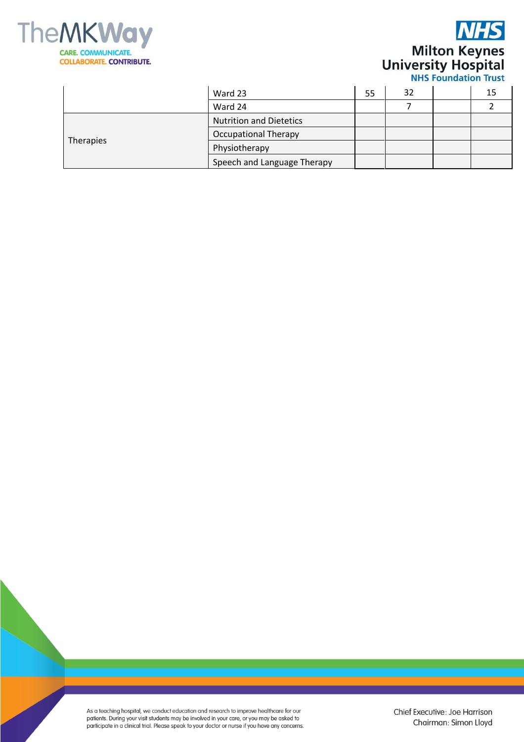| | | | | | |
|---|---|---|---|---|---|
| | Ward 23 | 55 | 32 | | 15 |
| | Ward 24 | | 7 | | 2 |
| Therapies | Nutrition and Dietetics | | | | |
| | Occupational Therapy | | | | |
| | Physiotherapy | | | | |
| | Speech and Language Therapy | | | | |